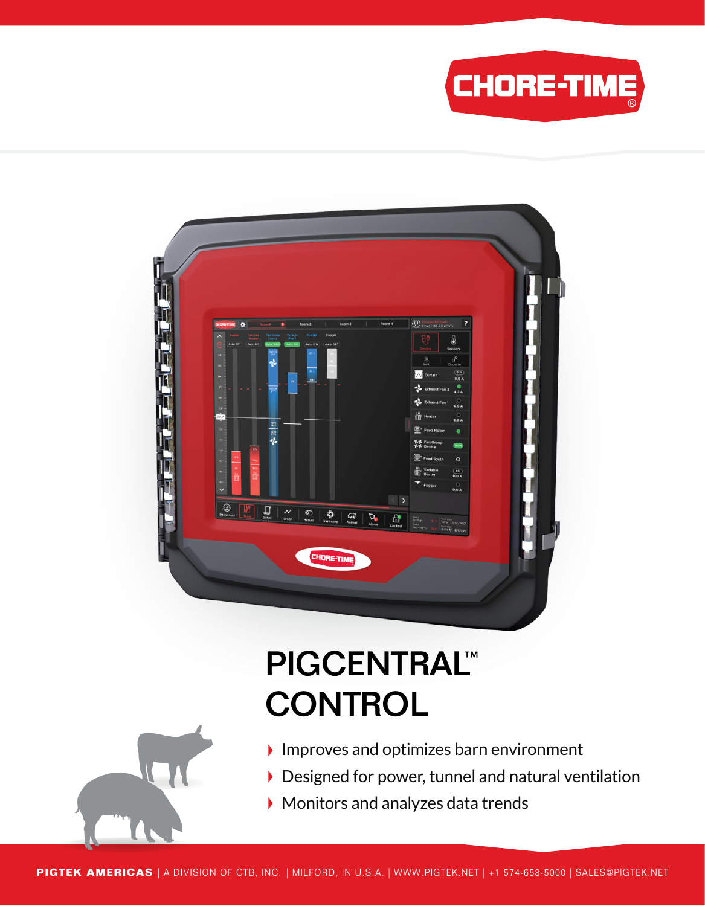# PIGCENTRAL™ CONTROL

- Improves and optimizes barn environment
- Designed for power, tunnel and natural ventilation
- Monitors and analyzes data trends

**PIGTEK AMERICAS** | A DIVISION OF CTB, INC. | MILFORD, IN U.S.A. | WWW.PIGTEK.NET | +1 574-658-5000 | SALES@PIGTEK.NET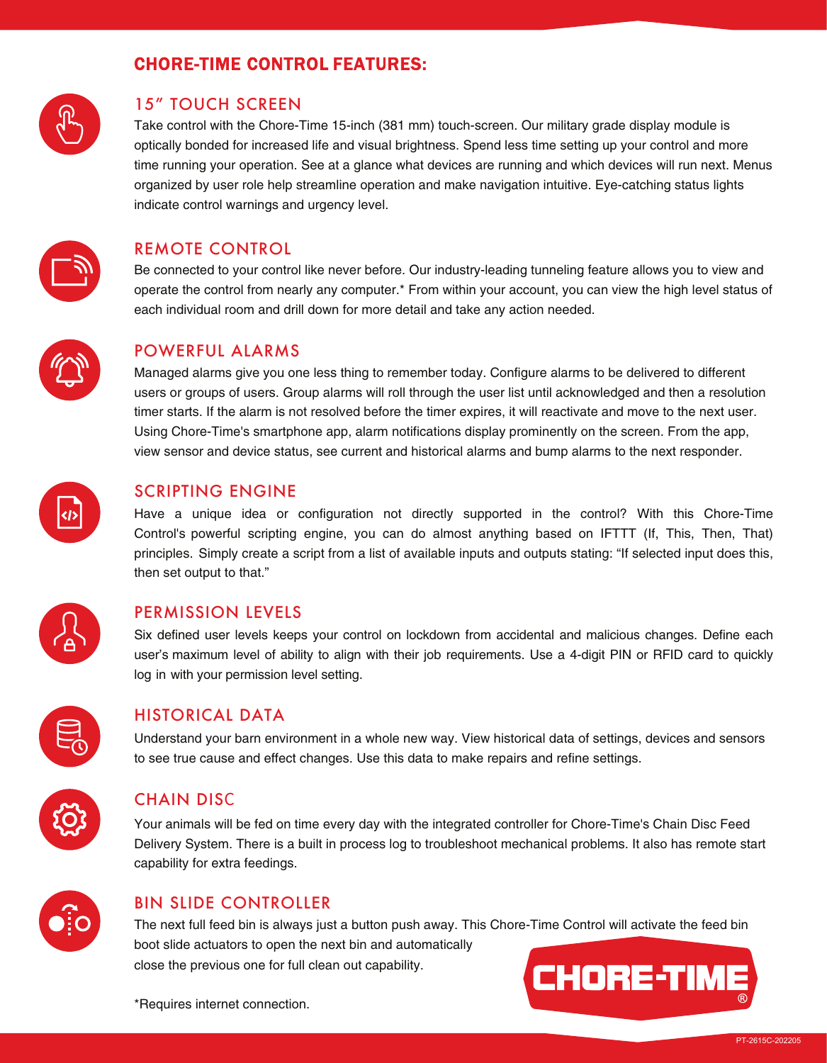## CHORE-TIME CONTROL FEATURES:

### 15" TOUCH SCREEN

Take control with the Chore-Time 15-inch (381 mm) touch-screen. Our military grade display module is optically bonded for increased life and visual brightness. Spend less time setting up your control and more time running your operation. See at a glance what devices are running and which devices will run next. Menus organized by user role help streamline operation and make navigation intuitive. Eye-catching status lights indicate control warnings and urgency level.

### REMOTE CONTROL

Be connected to your control like never before. Our industry-leading tunneling feature allows you to view and operate the control from nearly any computer.* From within your account, you can view the high level status of each individual room and drill down for more detail and take any action needed.

### POWERFUL ALARMS

Managed alarms give you one less thing to remember today. Configure alarms to be delivered to different users or groups of users. Group alarms will roll through the user list until acknowledged and then a resolution timer starts. If the alarm is not resolved before the timer expires, it will reactivate and move to the next user. Using Chore-Time's smartphone app, alarm notifications display prominently on the screen. From the app, view sensor and device status, see current and historical alarms and bump alarms to the next responder.

### SCRIPTING ENGINE

Have a unique idea or configuration not directly supported in the control? With this Chore-Time Control's powerful scripting engine, you can do almost anything based on IFTTT (If, This, Then, That) principles. Simply create a script from a list of available inputs and outputs stating: "If selected input does this, then set output to that."

### PERMISSION LEVELS

Six defined user levels keeps your control on lockdown from accidental and malicious changes. Define each user's maximum level of ability to align with their job requirements. Use a 4-digit PIN or RFID card to quickly log in with your permission level setting.

### HISTORICAL DATA

Understand your barn environment in a whole new way. View historical data of settings, devices and sensors to see true cause and effect changes. Use this data to make repairs and refine settings.

### CHAIN DISC

Your animals will be fed on time every day with the integrated controller for Chore-Time's Chain Disc Feed Delivery System. There is a built in process log to troubleshoot mechanical problems. It also has remote start capability for extra feedings.

### BIN SLIDE CONTROLLER

The next full feed bin is always just a button push away. This Chore-Time Control will activate the feed bin boot slide actuators to open the next bin and automatically close the previous one for full clean out capability.

*Requires internet connection.

CHORE-TIME®

PT-2615C-202205